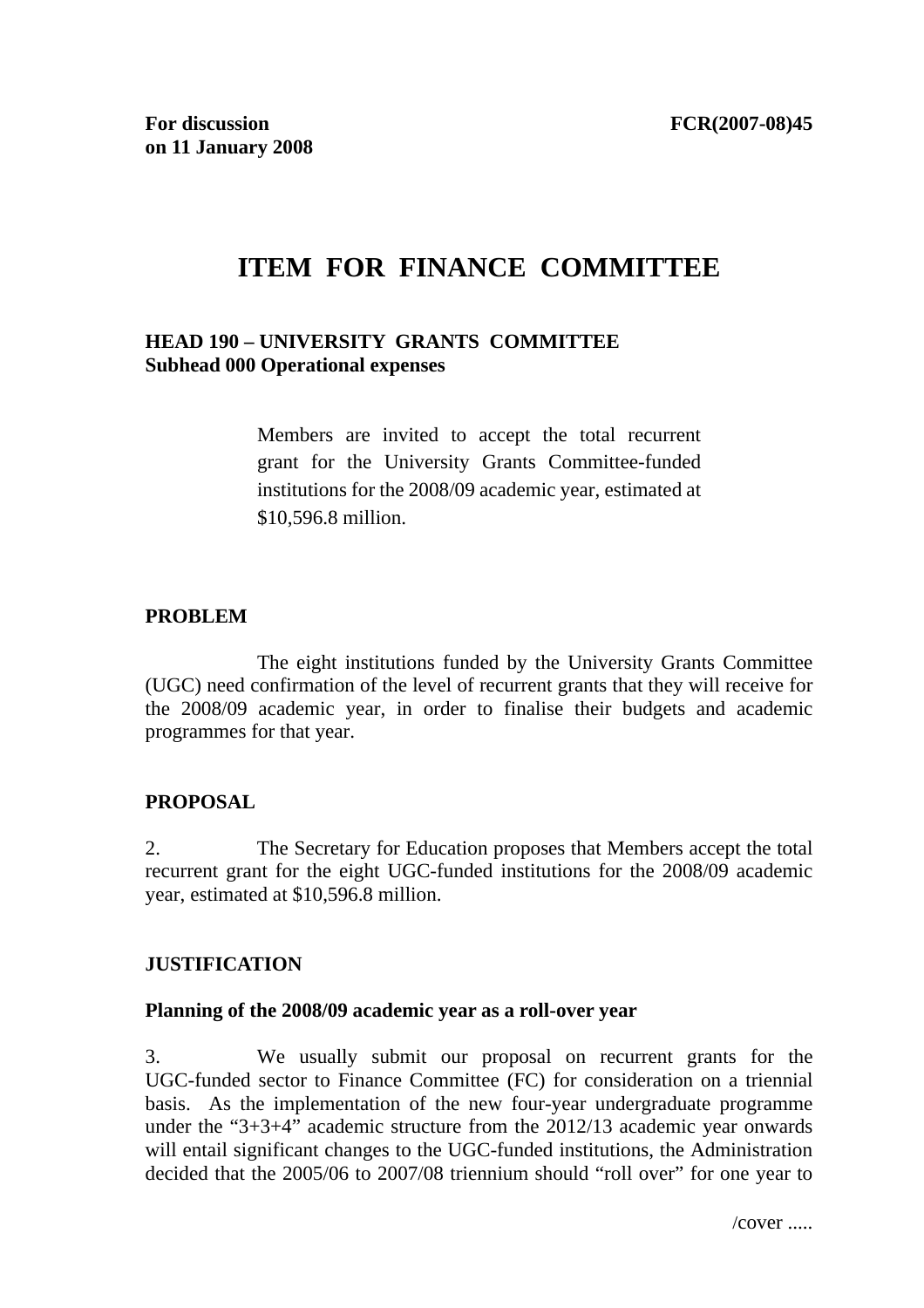**For discussion on 11 January 2008** **FCR(2007-08)45**

# ITEM FOR FINANCE COMMITTEE

**HEAD 190 – UNIVERSITY GRANTS COMMITTEE**
**Subhead 000 Operational expenses**

> Members are invited to accept the total recurrent grant for the University Grants Committee-funded institutions for the 2008/09 academic year, estimated at $10,596.8 million.

## PROBLEM

The eight institutions funded by the University Grants Committee (UGC) need confirmation of the level of recurrent grants that they will receive for the 2008/09 academic year, in order to finalise their budgets and academic programmes for that year.

## PROPOSAL

2. The Secretary for Education proposes that Members accept the total recurrent grant for the eight UGC-funded institutions for the 2008/09 academic year, estimated at $10,596.8 million.

## JUSTIFICATION

### Planning of the 2008/09 academic year as a roll-over year

3. We usually submit our proposal on recurrent grants for the UGC-funded sector to Finance Committee (FC) for consideration on a triennial basis. As the implementation of the new four-year undergraduate programme under the "3+3+4" academic structure from the 2012/13 academic year onwards will entail significant changes to the UGC-funded institutions, the Administration decided that the 2005/06 to 2007/08 triennium should "roll over" for one year to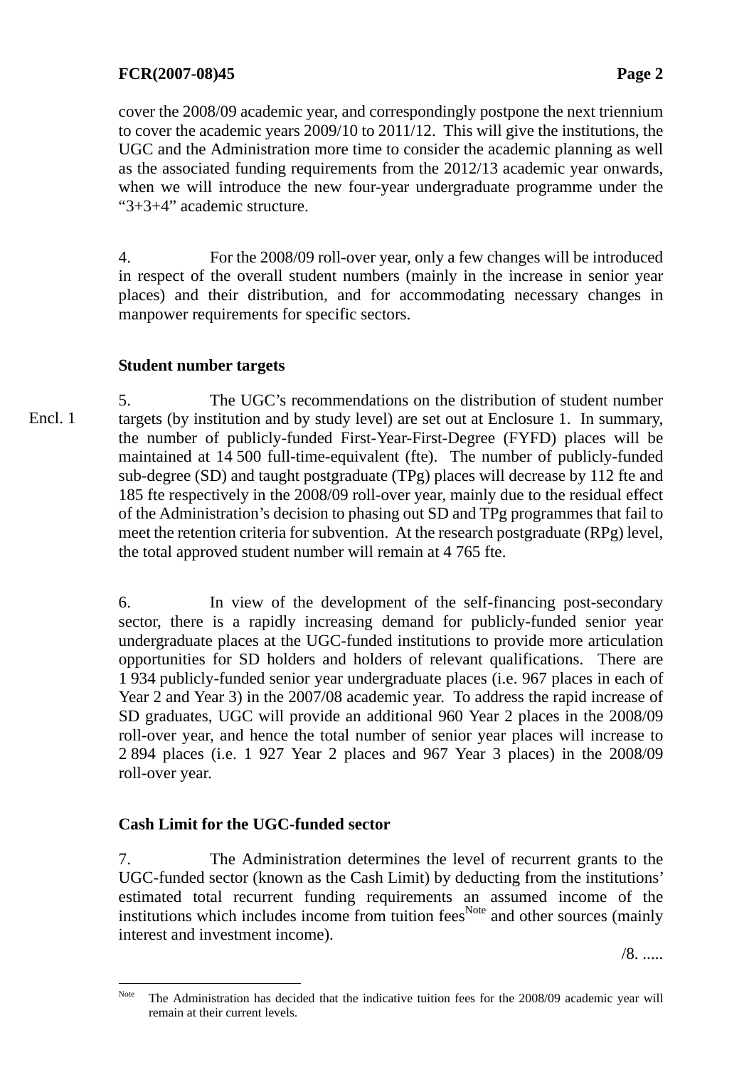cover the 2008/09 academic year, and correspondingly postpone the next triennium to cover the academic years 2009/10 to 2011/12. This will give the institutions, the UGC and the Administration more time to consider the academic planning as well as the associated funding requirements from the 2012/13 academic year onwards, when we will introduce the new four-year undergraduate programme under the "3+3+4" academic structure.

4. For the 2008/09 roll-over year, only a few changes will be introduced in respect of the overall student numbers (mainly in the increase in senior year places) and their distribution, and for accommodating necessary changes in manpower requirements for specific sectors.

**Student number targets**

Encl. 1

5. The UGC's recommendations on the distribution of student number targets (by institution and by study level) are set out at Enclosure 1. In summary, the number of publicly-funded First-Year-First-Degree (FYFD) places will be maintained at 14 500 full-time-equivalent (fte). The number of publicly-funded sub-degree (SD) and taught postgraduate (TPg) places will decrease by 112 fte and 185 fte respectively in the 2008/09 roll-over year, mainly due to the residual effect of the Administration's decision to phasing out SD and TPg programmes that fail to meet the retention criteria for subvention. At the research postgraduate (RPg) level, the total approved student number will remain at 4 765 fte.

6. In view of the development of the self-financing post-secondary sector, there is a rapidly increasing demand for publicly-funded senior year undergraduate places at the UGC-funded institutions to provide more articulation opportunities for SD holders and holders of relevant qualifications. There are 1 934 publicly-funded senior year undergraduate places (i.e. 967 places in each of Year 2 and Year 3) in the 2007/08 academic year. To address the rapid increase of SD graduates, UGC will provide an additional 960 Year 2 places in the 2008/09 roll-over year, and hence the total number of senior year places will increase to 2 894 places (i.e. 1 927 Year 2 places and 967 Year 3 places) in the 2008/09 roll-over year.

**Cash Limit for the UGC-funded sector**

7. The Administration determines the level of recurrent grants to the UGC-funded sector (known as the Cash Limit) by deducting from the institutions' estimated total recurrent funding requirements an assumed income of the institutions which includes income from tuition fees[Note] and other sources (mainly interest and investment income).

/8. .....

---

[Note] The Administration has decided that the indicative tuition fees for the 2008/09 academic year will remain at their current levels.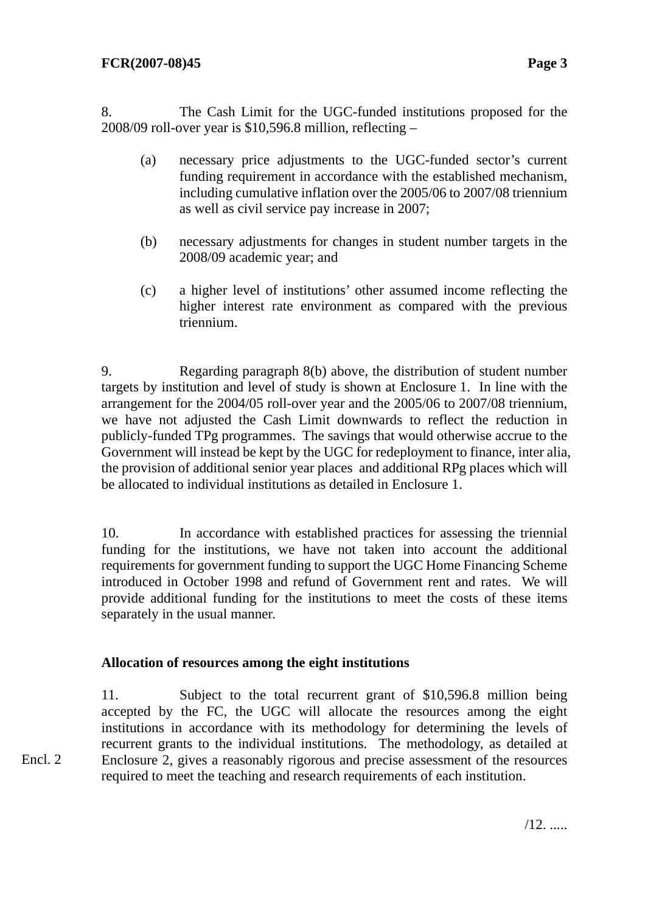8. The Cash Limit for the UGC-funded institutions proposed for the 2008/09 roll-over year is $10,596.8 million, reflecting –

(a) necessary price adjustments to the UGC-funded sector's current funding requirement in accordance with the established mechanism, including cumulative inflation over the 2005/06 to 2007/08 triennium as well as civil service pay increase in 2007;

(b) necessary adjustments for changes in student number targets in the 2008/09 academic year; and

(c) a higher level of institutions' other assumed income reflecting the higher interest rate environment as compared with the previous triennium.

9. Regarding paragraph 8(b) above, the distribution of student number targets by institution and level of study is shown at Enclosure 1. In line with the arrangement for the 2004/05 roll-over year and the 2005/06 to 2007/08 triennium, we have not adjusted the Cash Limit downwards to reflect the reduction in publicly-funded TPg programmes. The savings that would otherwise accrue to the Government will instead be kept by the UGC for redeployment to finance, inter alia, the provision of additional senior year places and additional RPg places which will be allocated to individual institutions as detailed in Enclosure 1.

10. In accordance with established practices for assessing the triennial funding for the institutions, we have not taken into account the additional requirements for government funding to support the UGC Home Financing Scheme introduced in October 1998 and refund of Government rent and rates. We will provide additional funding for the institutions to meet the costs of these items separately in the usual manner.

**Allocation of resources among the eight institutions**

11. Subject to the total recurrent grant of $10,596.8 million being accepted by the FC, the UGC will allocate the resources among the eight institutions in accordance with its methodology for determining the levels of recurrent grants to the individual institutions. The methodology, as detailed at Enclosure 2, gives a reasonably rigorous and precise assessment of the resources required to meet the teaching and research requirements of each institution.

Encl. 2

/12. .....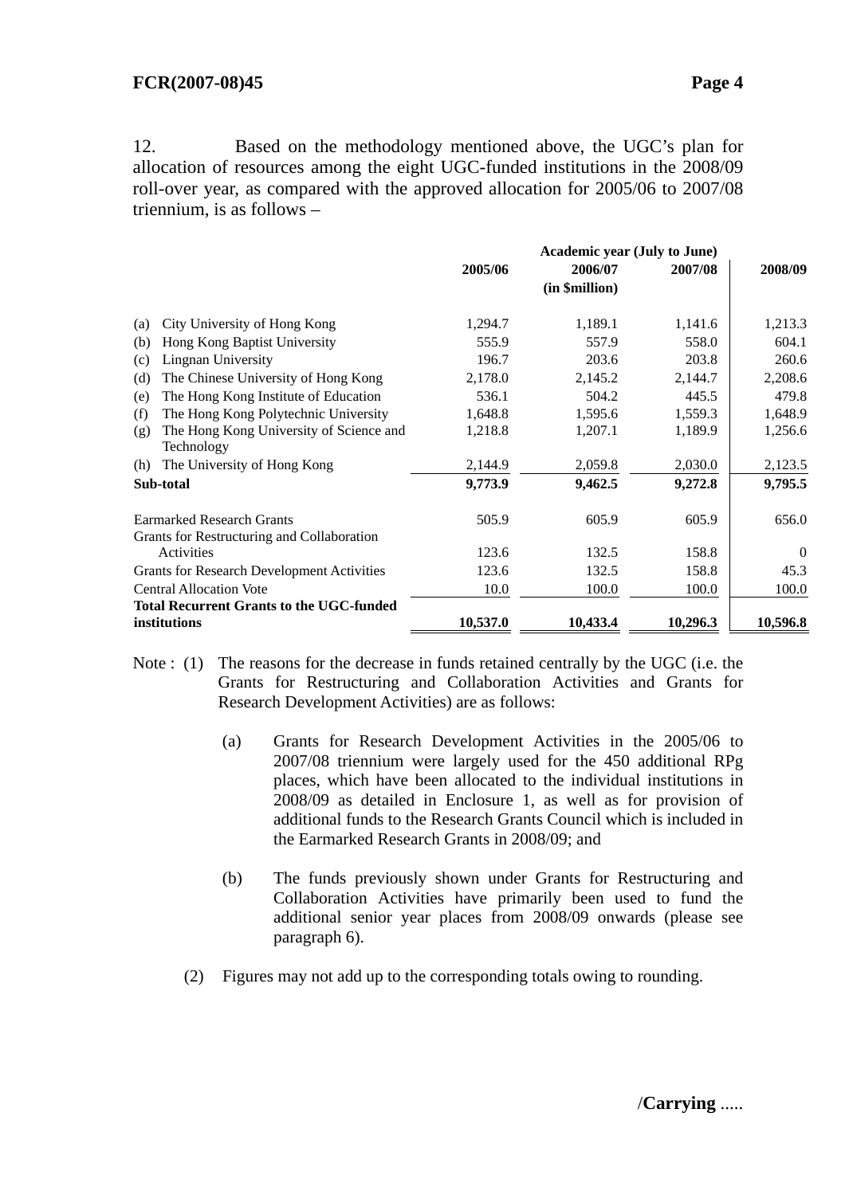12. Based on the methodology mentioned above, the UGC's plan for allocation of resources among the eight UGC-funded institutions in the 2008/09 roll-over year, as compared with the approved allocation for 2005/06 to 2007/08 triennium, is as follows –

| | Academic year (July to June) | | | |
|---|---|---|---|---|
| | 2005/06 | 2006/07 (in $million) | 2007/08 | 2008/09 |
| (a) City University of Hong Kong | 1,294.7 | 1,189.1 | 1,141.6 | 1,213.3 |
| (b) Hong Kong Baptist University | 555.9 | 557.9 | 558.0 | 604.1 |
| (c) Lingnan University | 196.7 | 203.6 | 203.8 | 260.6 |
| (d) The Chinese University of Hong Kong | 2,178.0 | 2,145.2 | 2,144.7 | 2,208.6 |
| (e) The Hong Kong Institute of Education | 536.1 | 504.2 | 445.5 | 479.8 |
| (f) The Hong Kong Polytechnic University | 1,648.8 | 1,595.6 | 1,559.3 | 1,648.9 |
| (g) The Hong Kong University of Science and Technology | 1,218.8 | 1,207.1 | 1,189.9 | 1,256.6 |
| (h) The University of Hong Kong | 2,144.9 | 2,059.8 | 2,030.0 | 2,123.5 |
| **Sub-total** | **9,773.9** | **9,462.5** | **9,272.8** | **9,795.5** |
| Earmarked Research Grants | 505.9 | 605.9 | 605.9 | 656.0 |
| Grants for Restructuring and Collaboration Activities | 123.6 | 132.5 | 158.8 | 0 |
| Grants for Research Development Activities | 123.6 | 132.5 | 158.8 | 45.3 |
| Central Allocation Vote | 10.0 | 100.0 | 100.0 | 100.0 |
| **Total Recurrent Grants to the UGC-funded institutions** | **10,537.0** | **10,433.4** | **10,296.3** | **10,596.8** |

Note : (1) The reasons for the decrease in funds retained centrally by the UGC (i.e. the Grants for Restructuring and Collaboration Activities and Grants for Research Development Activities) are as follows:

(a) Grants for Research Development Activities in the 2005/06 to 2007/08 triennium were largely used for the 450 additional RPg places, which have been allocated to the individual institutions in 2008/09 as detailed in Enclosure 1, as well as for provision of additional funds to the Research Grants Council which is included in the Earmarked Research Grants in 2008/09; and

(b) The funds previously shown under Grants for Restructuring and Collaboration Activities have primarily been used to fund the additional senior year places from 2008/09 onwards (please see paragraph 6).

(2) Figures may not add up to the corresponding totals owing to rounding.

/**Carrying** .....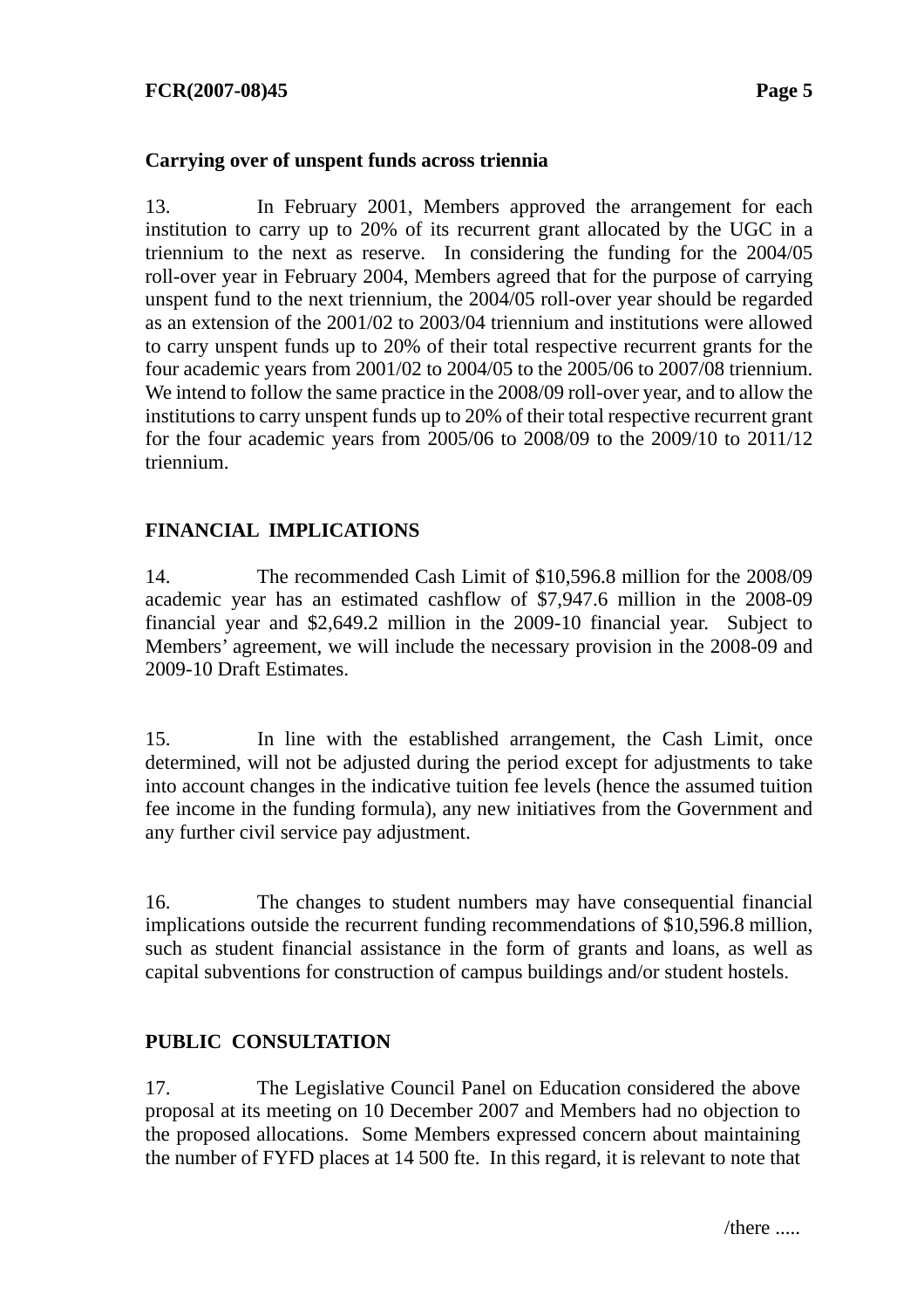**Carrying over of unspent funds across triennia**

13. In February 2001, Members approved the arrangement for each institution to carry up to 20% of its recurrent grant allocated by the UGC in a triennium to the next as reserve. In considering the funding for the 2004/05 roll-over year in February 2004, Members agreed that for the purpose of carrying unspent fund to the next triennium, the 2004/05 roll-over year should be regarded as an extension of the 2001/02 to 2003/04 triennium and institutions were allowed to carry unspent funds up to 20% of their total respective recurrent grants for the four academic years from 2001/02 to 2004/05 to the 2005/06 to 2007/08 triennium. We intend to follow the same practice in the 2008/09 roll-over year, and to allow the institutions to carry unspent funds up to 20% of their total respective recurrent grant for the four academic years from 2005/06 to 2008/09 to the 2009/10 to 2011/12 triennium.

## FINANCIAL IMPLICATIONS

14. The recommended Cash Limit of $10,596.8 million for the 2008/09 academic year has an estimated cashflow of $7,947.6 million in the 2008-09 financial year and $2,649.2 million in the 2009-10 financial year. Subject to Members' agreement, we will include the necessary provision in the 2008-09 and 2009-10 Draft Estimates.

15. In line with the established arrangement, the Cash Limit, once determined, will not be adjusted during the period except for adjustments to take into account changes in the indicative tuition fee levels (hence the assumed tuition fee income in the funding formula), any new initiatives from the Government and any further civil service pay adjustment.

16. The changes to student numbers may have consequential financial implications outside the recurrent funding recommendations of $10,596.8 million, such as student financial assistance in the form of grants and loans, as well as capital subventions for construction of campus buildings and/or student hostels.

## PUBLIC CONSULTATION

17. The Legislative Council Panel on Education considered the above proposal at its meeting on 10 December 2007 and Members had no objection to the proposed allocations. Some Members expressed concern about maintaining the number of FYFD places at 14 500 fte. In this regard, it is relevant to note that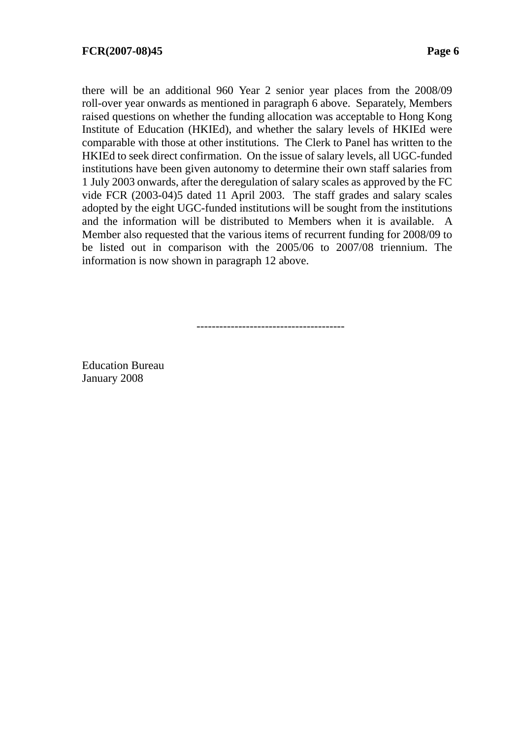there will be an additional 960 Year 2 senior year places from the 2008/09 roll-over year onwards as mentioned in paragraph 6 above. Separately, Members raised questions on whether the funding allocation was acceptable to Hong Kong Institute of Education (HKIEd), and whether the salary levels of HKIEd were comparable with those at other institutions. The Clerk to Panel has written to the HKIEd to seek direct confirmation. On the issue of salary levels, all UGC-funded institutions have been given autonomy to determine their own staff salaries from 1 July 2003 onwards, after the deregulation of salary scales as approved by the FC vide FCR (2003-04)5 dated 11 April 2003. The staff grades and salary scales adopted by the eight UGC-funded institutions will be sought from the institutions and the information will be distributed to Members when it is available. A Member also requested that the various items of recurrent funding for 2008/09 to be listed out in comparison with the 2005/06 to 2007/08 triennium. The information is now shown in paragraph 12 above.

--------------------------------------

Education Bureau
January 2008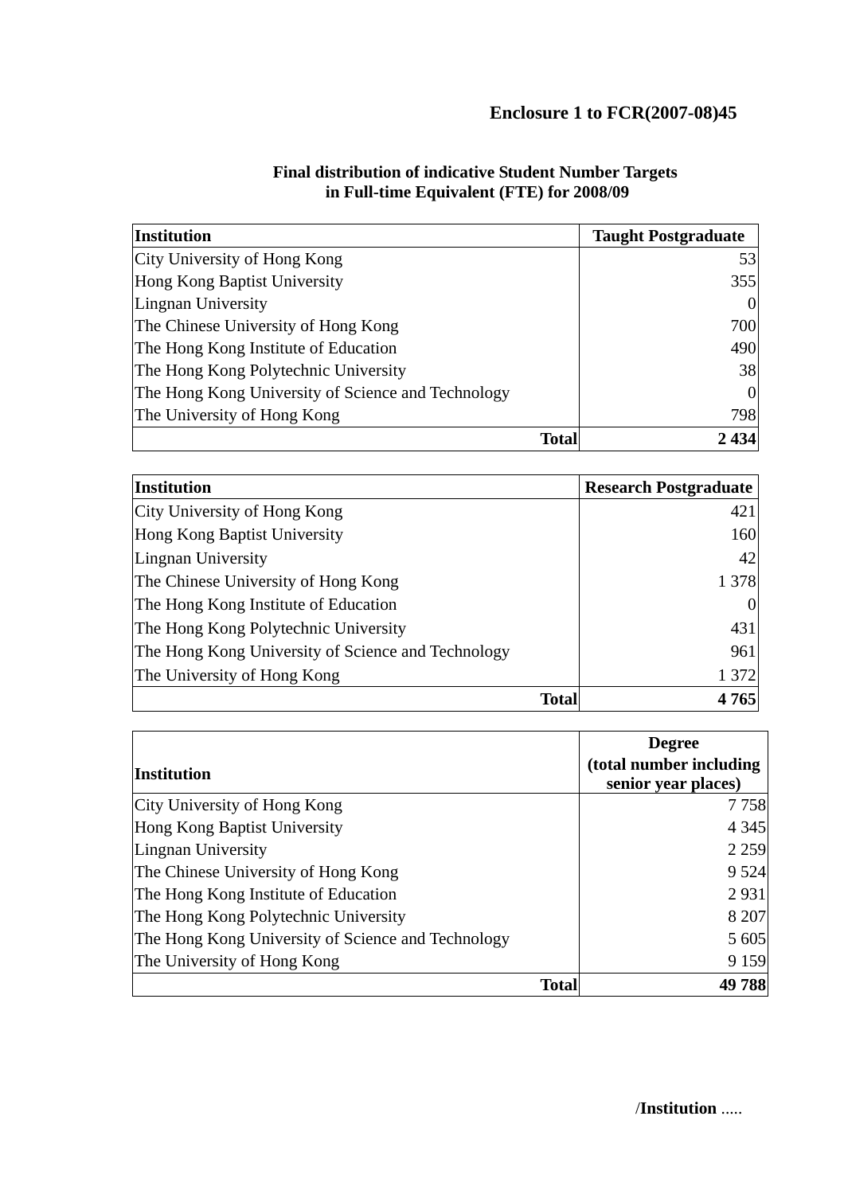**Enclosure 1 to FCR(2007-08)45**

**Final distribution of indicative Student Number Targets in Full-time Equivalent (FTE) for 2008/09**

| Institution | Taught Postgraduate |
|---|---|
| City University of Hong Kong | 53 |
| Hong Kong Baptist University | 355 |
| Lingnan University | 0 |
| The Chinese University of Hong Kong | 700 |
| The Hong Kong Institute of Education | 490 |
| The Hong Kong Polytechnic University | 38 |
| The Hong Kong University of Science and Technology | 0 |
| The University of Hong Kong | 798 |
| **Total** | **2 434** |

| Institution | Research Postgraduate |
|---|---|
| City University of Hong Kong | 421 |
| Hong Kong Baptist University | 160 |
| Lingnan University | 42 |
| The Chinese University of Hong Kong | 1 378 |
| The Hong Kong Institute of Education | 0 |
| The Hong Kong Polytechnic University | 431 |
| The Hong Kong University of Science and Technology | 961 |
| The University of Hong Kong | 1 372 |
| **Total** | **4 765** |

| Institution | Degree (total number including senior year places) |
|---|---|
| City University of Hong Kong | 7 758 |
| Hong Kong Baptist University | 4 345 |
| Lingnan University | 2 259 |
| The Chinese University of Hong Kong | 9 524 |
| The Hong Kong Institute of Education | 2 931 |
| The Hong Kong Polytechnic University | 8 207 |
| The Hong Kong University of Science and Technology | 5 605 |
| The University of Hong Kong | 9 159 |
| **Total** | **49 788** |

/**Institution** .....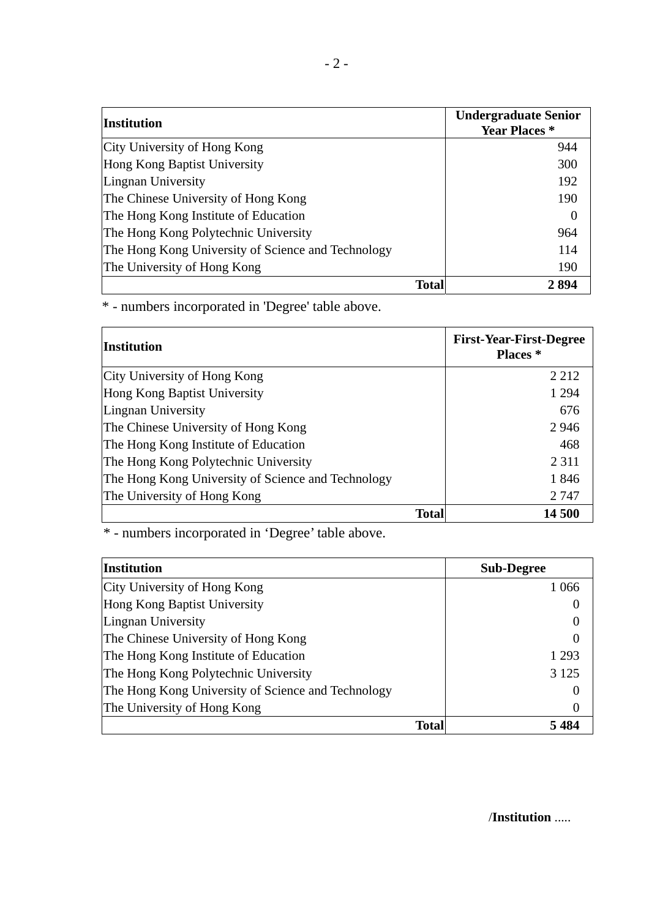| Institution | Undergraduate Senior Year Places * |
|---|---|
| City University of Hong Kong | 944 |
| Hong Kong Baptist University | 300 |
| Lingnan University | 192 |
| The Chinese University of Hong Kong | 190 |
| The Hong Kong Institute of Education | 0 |
| The Hong Kong Polytechnic University | 964 |
| The Hong Kong University of Science and Technology | 114 |
| The University of Hong Kong | 190 |
| **Total** | **2 894** |

* - numbers incorporated in 'Degree' table above.

| Institution | First-Year-First-Degree Places * |
|---|---|
| City University of Hong Kong | 2 212 |
| Hong Kong Baptist University | 1 294 |
| Lingnan University | 676 |
| The Chinese University of Hong Kong | 2 946 |
| The Hong Kong Institute of Education | 468 |
| The Hong Kong Polytechnic University | 2 311 |
| The Hong Kong University of Science and Technology | 1 846 |
| The University of Hong Kong | 2 747 |
| **Total** | **14 500** |

* - numbers incorporated in 'Degree' table above.

| Institution | Sub-Degree |
|---|---|
| City University of Hong Kong | 1 066 |
| Hong Kong Baptist University | 0 |
| Lingnan University | 0 |
| The Chinese University of Hong Kong | 0 |
| The Hong Kong Institute of Education | 1 293 |
| The Hong Kong Polytechnic University | 3 125 |
| The Hong Kong University of Science and Technology | 0 |
| The University of Hong Kong | 0 |
| **Total** | **5 484** |

/**Institution** .....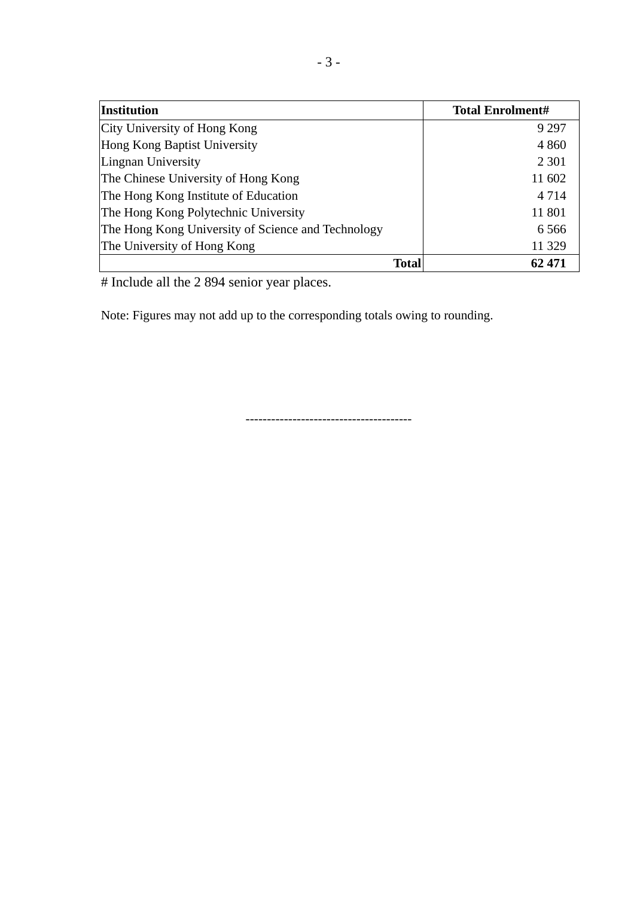| Institution | Total Enrolment# |
| --- | --- |
| City University of Hong Kong | 9 297 |
| Hong Kong Baptist University | 4 860 |
| Lingnan University | 2 301 |
| The Chinese University of Hong Kong | 11 602 |
| The Hong Kong Institute of Education | 4 714 |
| The Hong Kong Polytechnic University | 11 801 |
| The Hong Kong University of Science and Technology | 6 566 |
| The University of Hong Kong | 11 329 |
| **Total** | **62 471** |

# Include all the 2 894 senior year places.

Note: Figures may not add up to the corresponding totals owing to rounding.

--------------------------------------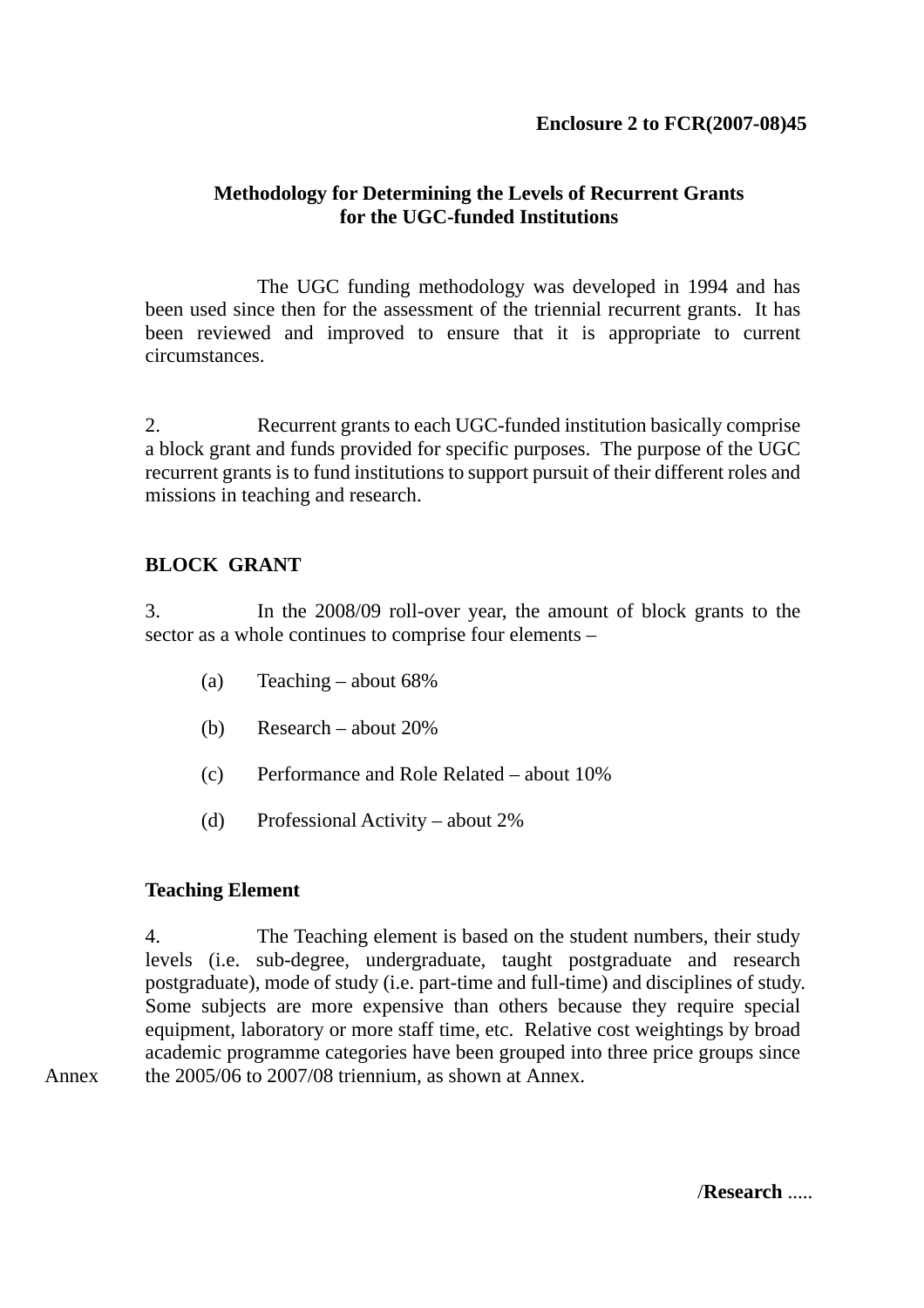**Enclosure 2 to FCR(2007-08)45**

## Methodology for Determining the Levels of Recurrent Grants for the UGC-funded Institutions

The UGC funding methodology was developed in 1994 and has been used since then for the assessment of the triennial recurrent grants. It has been reviewed and improved to ensure that it is appropriate to current circumstances.

2. Recurrent grants to each UGC-funded institution basically comprise a block grant and funds provided for specific purposes. The purpose of the UGC recurrent grants is to fund institutions to support pursuit of their different roles and missions in teaching and research.

### BLOCK GRANT

3. In the 2008/09 roll-over year, the amount of block grants to the sector as a whole continues to comprise four elements –

(a) Teaching – about 68%

(b) Research – about 20%

(c) Performance and Role Related – about 10%

(d) Professional Activity – about 2%

### Teaching Element

4. The Teaching element is based on the student numbers, their study levels (i.e. sub-degree, undergraduate, taught postgraduate and research postgraduate), mode of study (i.e. part-time and full-time) and disciplines of study. Some subjects are more expensive than others because they require special equipment, laboratory or more staff time, etc. Relative cost weightings by broad academic programme categories have been grouped into three price groups since the 2005/06 to 2007/08 triennium, as shown at Annex.

Annex

/**Research** .....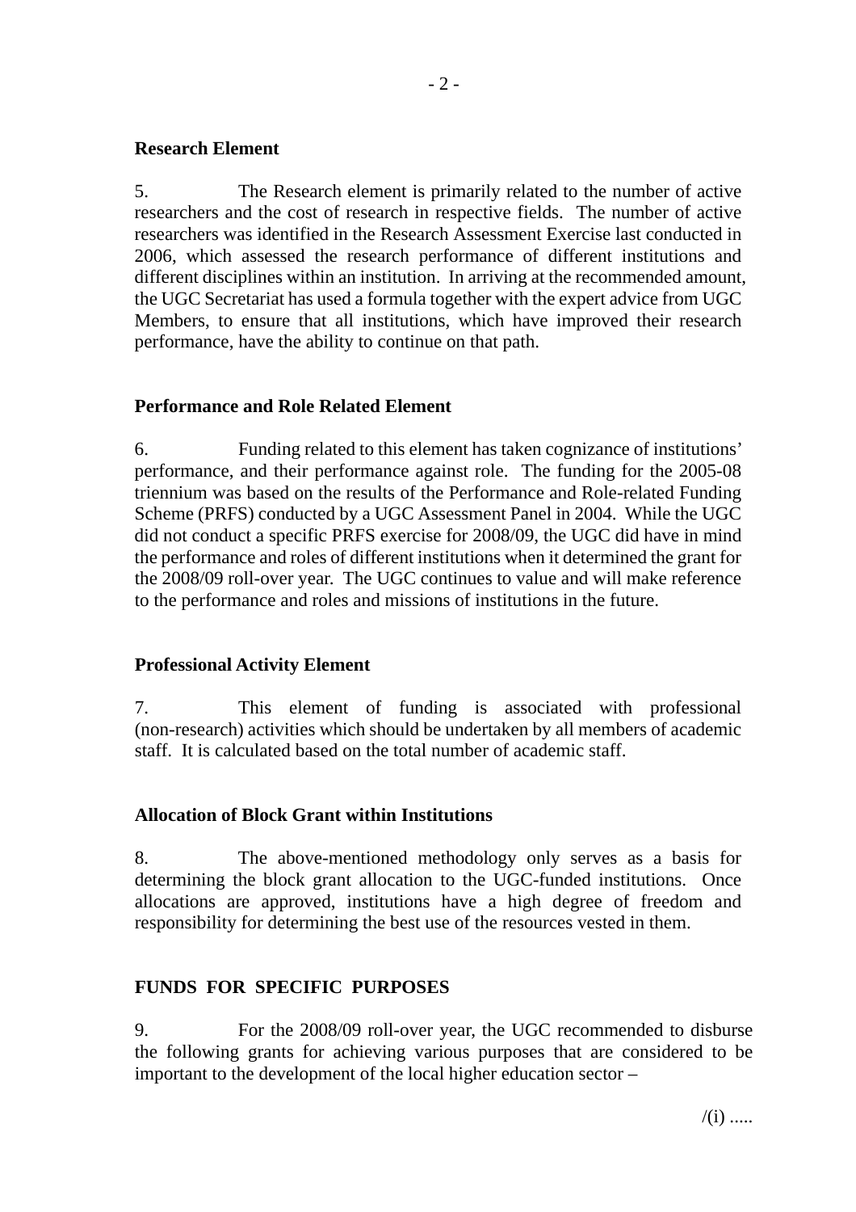**Research Element**

5. The Research element is primarily related to the number of active researchers and the cost of research in respective fields. The number of active researchers was identified in the Research Assessment Exercise last conducted in 2006, which assessed the research performance of different institutions and different disciplines within an institution. In arriving at the recommended amount, the UGC Secretariat has used a formula together with the expert advice from UGC Members, to ensure that all institutions, which have improved their research performance, have the ability to continue on that path.

**Performance and Role Related Element**

6. Funding related to this element has taken cognizance of institutions' performance, and their performance against role. The funding for the 2005-08 triennium was based on the results of the Performance and Role-related Funding Scheme (PRFS) conducted by a UGC Assessment Panel in 2004. While the UGC did not conduct a specific PRFS exercise for 2008/09, the UGC did have in mind the performance and roles of different institutions when it determined the grant for the 2008/09 roll-over year. The UGC continues to value and will make reference to the performance and roles and missions of institutions in the future.

**Professional Activity Element**

7. This element of funding is associated with professional (non-research) activities which should be undertaken by all members of academic staff. It is calculated based on the total number of academic staff.

**Allocation of Block Grant within Institutions**

8. The above-mentioned methodology only serves as a basis for determining the block grant allocation to the UGC-funded institutions. Once allocations are approved, institutions have a high degree of freedom and responsibility for determining the best use of the resources vested in them.

**FUNDS FOR SPECIFIC PURPOSES**

9. For the 2008/09 roll-over year, the UGC recommended to disburse the following grants for achieving various purposes that are considered to be important to the development of the local higher education sector –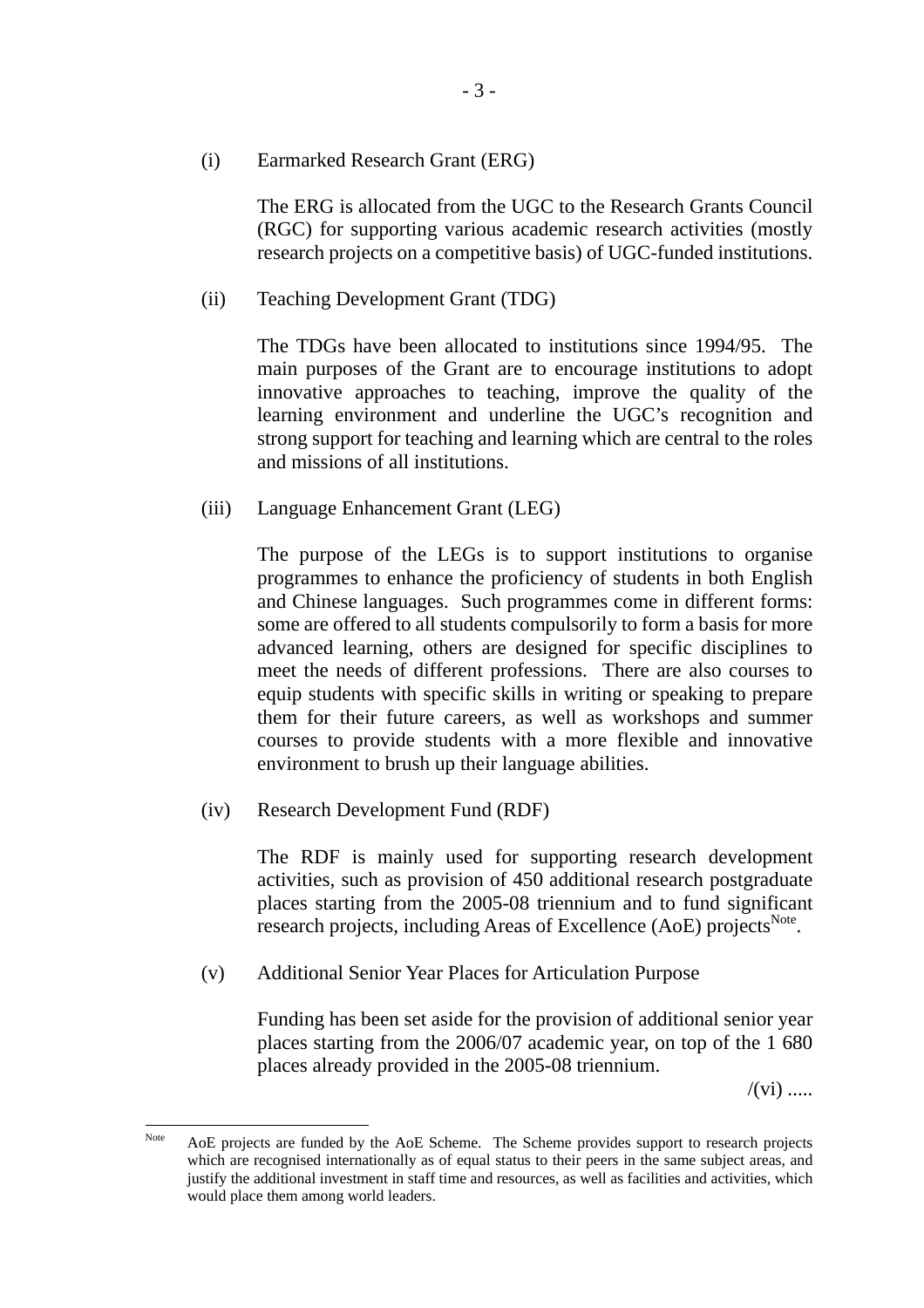(i) Earmarked Research Grant (ERG)

The ERG is allocated from the UGC to the Research Grants Council (RGC) for supporting various academic research activities (mostly research projects on a competitive basis) of UGC-funded institutions.

(ii) Teaching Development Grant (TDG)

The TDGs have been allocated to institutions since 1994/95. The main purposes of the Grant are to encourage institutions to adopt innovative approaches to teaching, improve the quality of the learning environment and underline the UGC's recognition and strong support for teaching and learning which are central to the roles and missions of all institutions.

(iii) Language Enhancement Grant (LEG)

The purpose of the LEGs is to support institutions to organise programmes to enhance the proficiency of students in both English and Chinese languages. Such programmes come in different forms: some are offered to all students compulsorily to form a basis for more advanced learning, others are designed for specific disciplines to meet the needs of different professions. There are also courses to equip students with specific skills in writing or speaking to prepare them for their future careers, as well as workshops and summer courses to provide students with a more flexible and innovative environment to brush up their language abilities.

(iv) Research Development Fund (RDF)

The RDF is mainly used for supporting research development activities, such as provision of 450 additional research postgraduate places starting from the 2005-08 triennium and to fund significant research projects, including Areas of Excellence (AoE) projects[Note].

(v) Additional Senior Year Places for Articulation Purpose

Funding has been set aside for the provision of additional senior year places starting from the 2006/07 academic year, on top of the 1 680 places already provided in the 2005-08 triennium.

/(vi) .....

---

[Note] AoE projects are funded by the AoE Scheme. The Scheme provides support to research projects which are recognised internationally as of equal status to their peers in the same subject areas, and justify the additional investment in staff time and resources, as well as facilities and activities, which would place them among world leaders.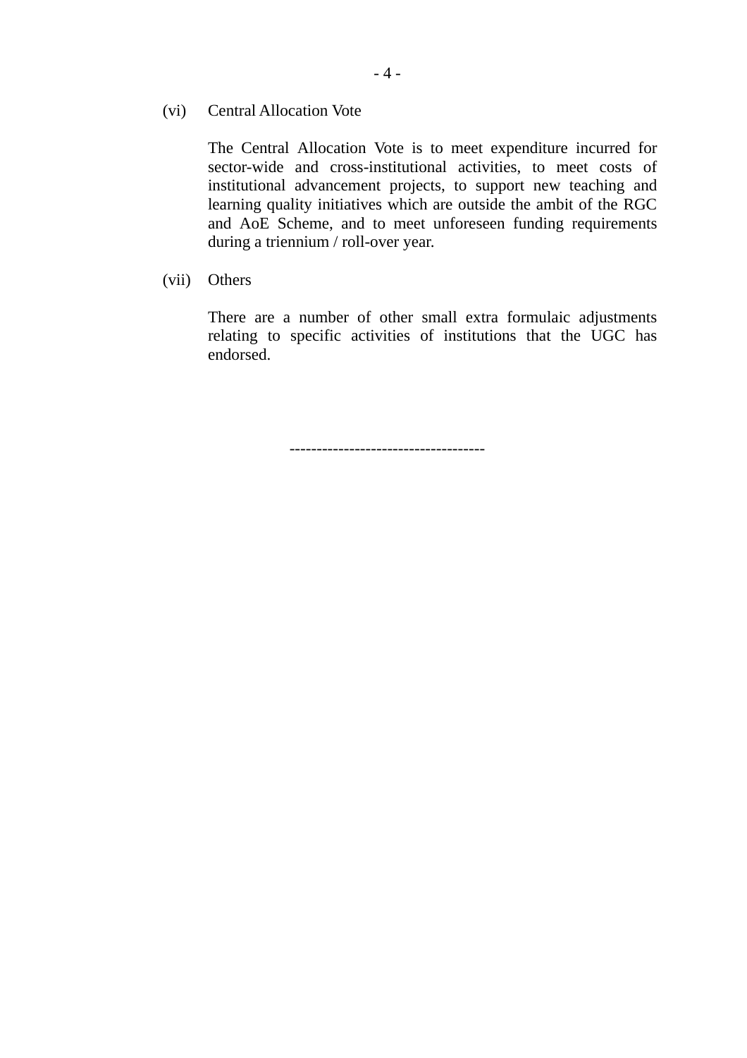(vi) Central Allocation Vote

The Central Allocation Vote is to meet expenditure incurred for sector-wide and cross-institutional activities, to meet costs of institutional advancement projects, to support new teaching and learning quality initiatives which are outside the ambit of the RGC and AoE Scheme, and to meet unforeseen funding requirements during a triennium / roll-over year.

(vii) Others

There are a number of other small extra formulaic adjustments relating to specific activities of institutions that the UGC has endorsed.

-----------------------------------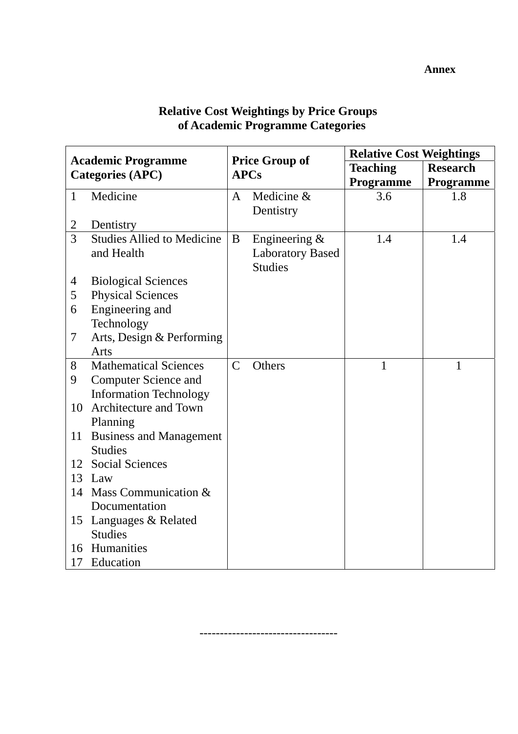**Annex**

**Relative Cost Weightings by Price Groups**
**of Academic Programme Categories**

| **Academic Programme Categories (APC)** | **Price Group of APCs** | **Relative Cost Weightings** | |
|---|---|---|---|
| | | **Teaching Programme** | **Research Programme** |
| 1 Medicine<br><br>2 Dentistry | A Medicine & Dentistry | 3.6 | 1.8 |
| 3 Studies Allied to Medicine and Health<br><br>4 Biological Sciences<br>5 Physical Sciences<br>6 Engineering and Technology<br>7 Arts, Design & Performing Arts | B Engineering & Laboratory Based Studies | 1.4 | 1.4 |
| 8 Mathematical Sciences<br>9 Computer Science and Information Technology<br>10 Architecture and Town Planning<br>11 Business and Management Studies<br>12 Social Sciences<br>13 Law<br>14 Mass Communication & Documentation<br>15 Languages & Related Studies<br>16 Humanities<br>17 Education | C Others | 1 | 1 |

---------------------------------